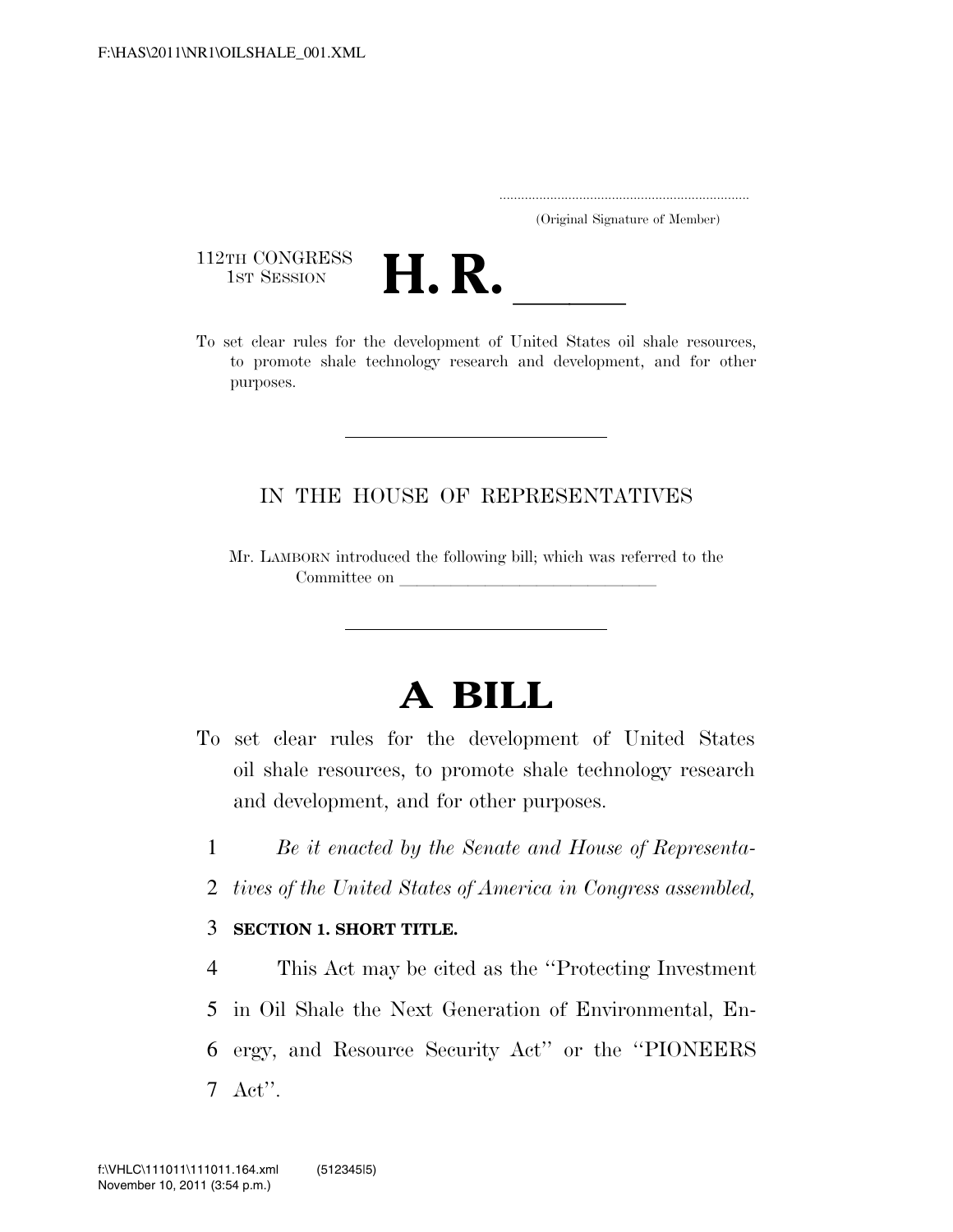(Original Signature of Member)

112TH CONGRESS
1ST SESSION

# H. R. \_\_\_\_\_\_

To set clear rules for the development of United States oil shale resources, to promote shale technology research and development, and for other purposes.

---

IN THE HOUSE OF REPRESENTATIVES

Mr. LAMBORN introduced the following bill; which was referred to the Committee on \_\_\_\_\_\_\_\_\_\_\_\_\_\_\_\_\_\_\_\_\_\_\_\_\_\_\_\_\_\_

---

# A BILL

To set clear rules for the development of United States oil shale resources, to promote shale technology research and development, and for other purposes.

1 *Be it enacted by the Senate and House of Representa-*
2 *tives of the United States of America in Congress assembled,*

3 **SECTION 1. SHORT TITLE.**

4 This Act may be cited as the ''Protecting Investment
5 in Oil Shale the Next Generation of Environmental, En-
6 ergy, and Resource Security Act'' or the ''PIONEERS
7 Act''.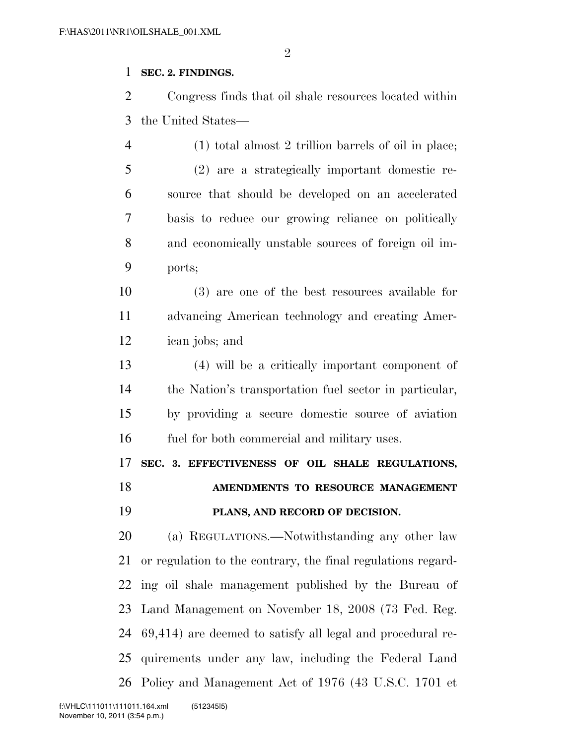**SEC. 2. FINDINGS.**

Congress finds that oil shale resources located within the United States—

(1) total almost 2 trillion barrels of oil in place;

(2) are a strategically important domestic resource that should be developed on an accelerated basis to reduce our growing reliance on politically and economically unstable sources of foreign oil imports;

(3) are one of the best resources available for advancing American technology and creating American jobs; and

(4) will be a critically important component of the Nation's transportation fuel sector in particular, by providing a secure domestic source of aviation fuel for both commercial and military uses.

**SEC. 3. EFFECTIVENESS OF OIL SHALE REGULATIONS, AMENDMENTS TO RESOURCE MANAGEMENT PLANS, AND RECORD OF DECISION.**

(a) REGULATIONS.—Notwithstanding any other law or regulation to the contrary, the final regulations regarding oil shale management published by the Bureau of Land Management on November 18, 2008 (73 Fed. Reg. 69,414) are deemed to satisfy all legal and procedural requirements under any law, including the Federal Land Policy and Management Act of 1976 (43 U.S.C. 1701 et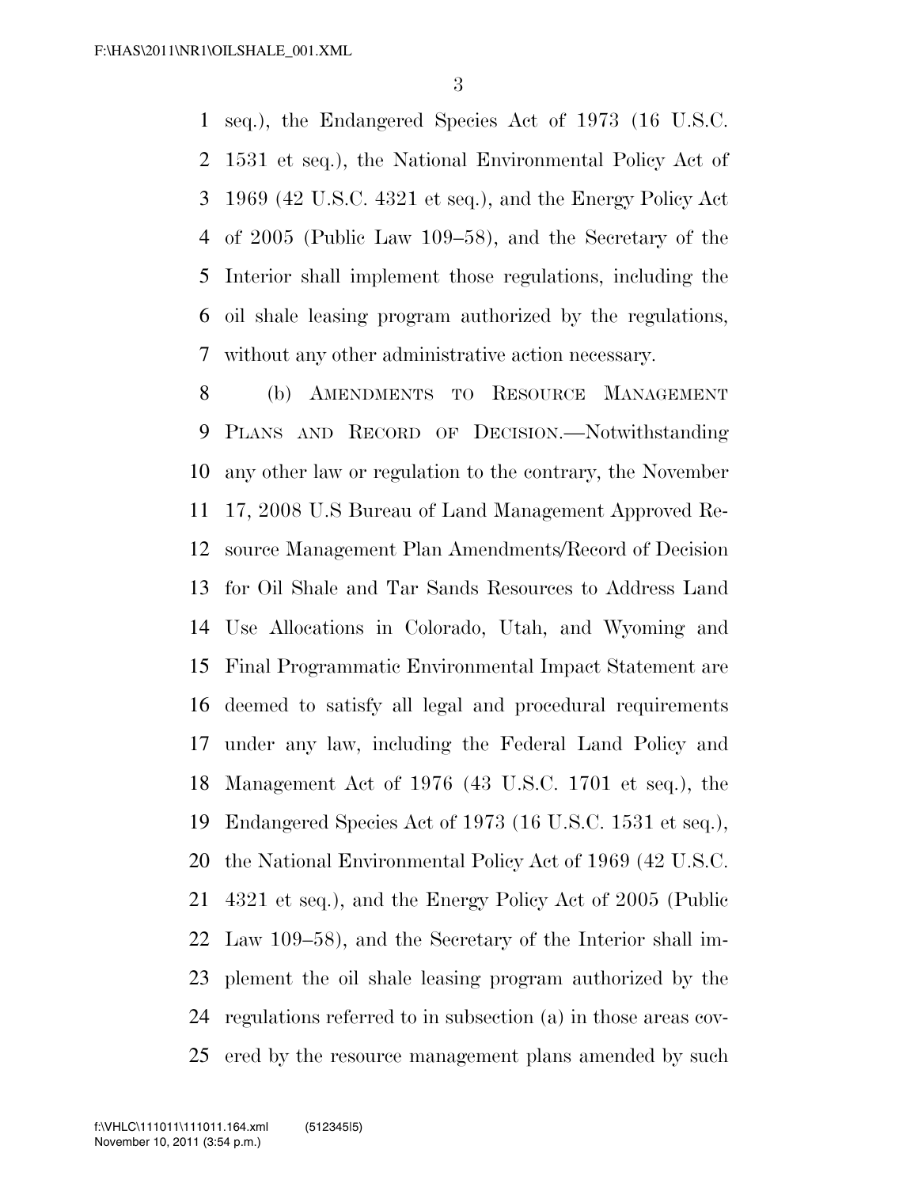seq.), the Endangered Species Act of 1973 (16 U.S.C. 1531 et seq.), the National Environmental Policy Act of 1969 (42 U.S.C. 4321 et seq.), and the Energy Policy Act of 2005 (Public Law 109–58), and the Secretary of the Interior shall implement those regulations, including the oil shale leasing program authorized by the regulations, without any other administrative action necessary.

(b) AMENDMENTS TO RESOURCE MANAGEMENT PLANS AND RECORD OF DECISION.—Notwithstanding any other law or regulation to the contrary, the November 17, 2008 U.S Bureau of Land Management Approved Resource Management Plan Amendments/Record of Decision for Oil Shale and Tar Sands Resources to Address Land Use Allocations in Colorado, Utah, and Wyoming and Final Programmatic Environmental Impact Statement are deemed to satisfy all legal and procedural requirements under any law, including the Federal Land Policy and Management Act of 1976 (43 U.S.C. 1701 et seq.), the Endangered Species Act of 1973 (16 U.S.C. 1531 et seq.), the National Environmental Policy Act of 1969 (42 U.S.C. 4321 et seq.), and the Energy Policy Act of 2005 (Public Law 109–58), and the Secretary of the Interior shall implement the oil shale leasing program authorized by the regulations referred to in subsection (a) in those areas covered by the resource management plans amended by such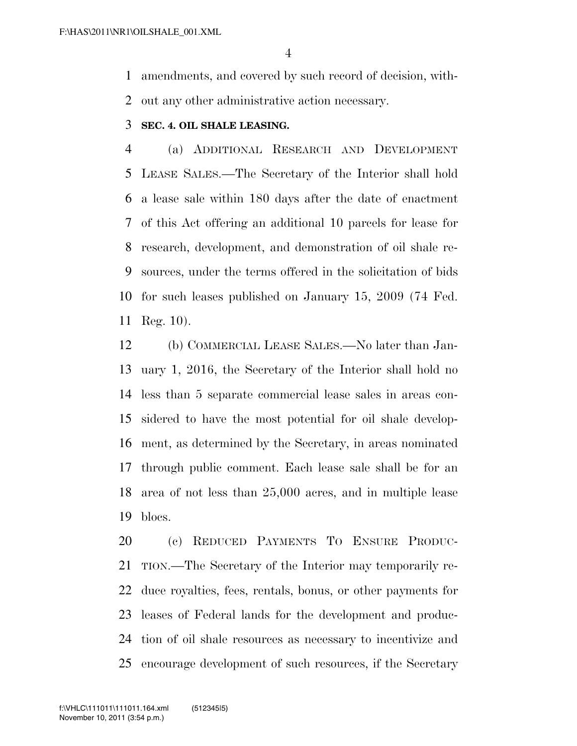amendments, and covered by such record of decision, without any other administrative action necessary.

**SEC. 4. OIL SHALE LEASING.**

(a) ADDITIONAL RESEARCH AND DEVELOPMENT LEASE SALES.—The Secretary of the Interior shall hold a lease sale within 180 days after the date of enactment of this Act offering an additional 10 parcels for lease for research, development, and demonstration of oil shale resources, under the terms offered in the solicitation of bids for such leases published on January 15, 2009 (74 Fed. Reg. 10).

(b) COMMERCIAL LEASE SALES.—No later than January 1, 2016, the Secretary of the Interior shall hold no less than 5 separate commercial lease sales in areas considered to have the most potential for oil shale development, as determined by the Secretary, in areas nominated through public comment. Each lease sale shall be for an area of not less than 25,000 acres, and in multiple lease blocs.

(c) REDUCED PAYMENTS TO ENSURE PRODUCTION.—The Secretary of the Interior may temporarily reduce royalties, fees, rentals, bonus, or other payments for leases of Federal lands for the development and production of oil shale resources as necessary to incentivize and encourage development of such resources, if the Secretary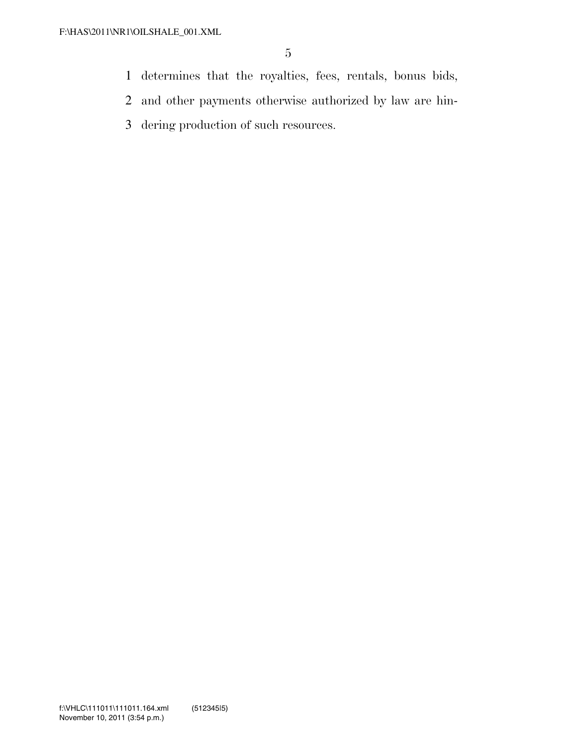determines that the royalties, fees, rentals, bonus bids, and other payments otherwise authorized by law are hindering production of such resources.